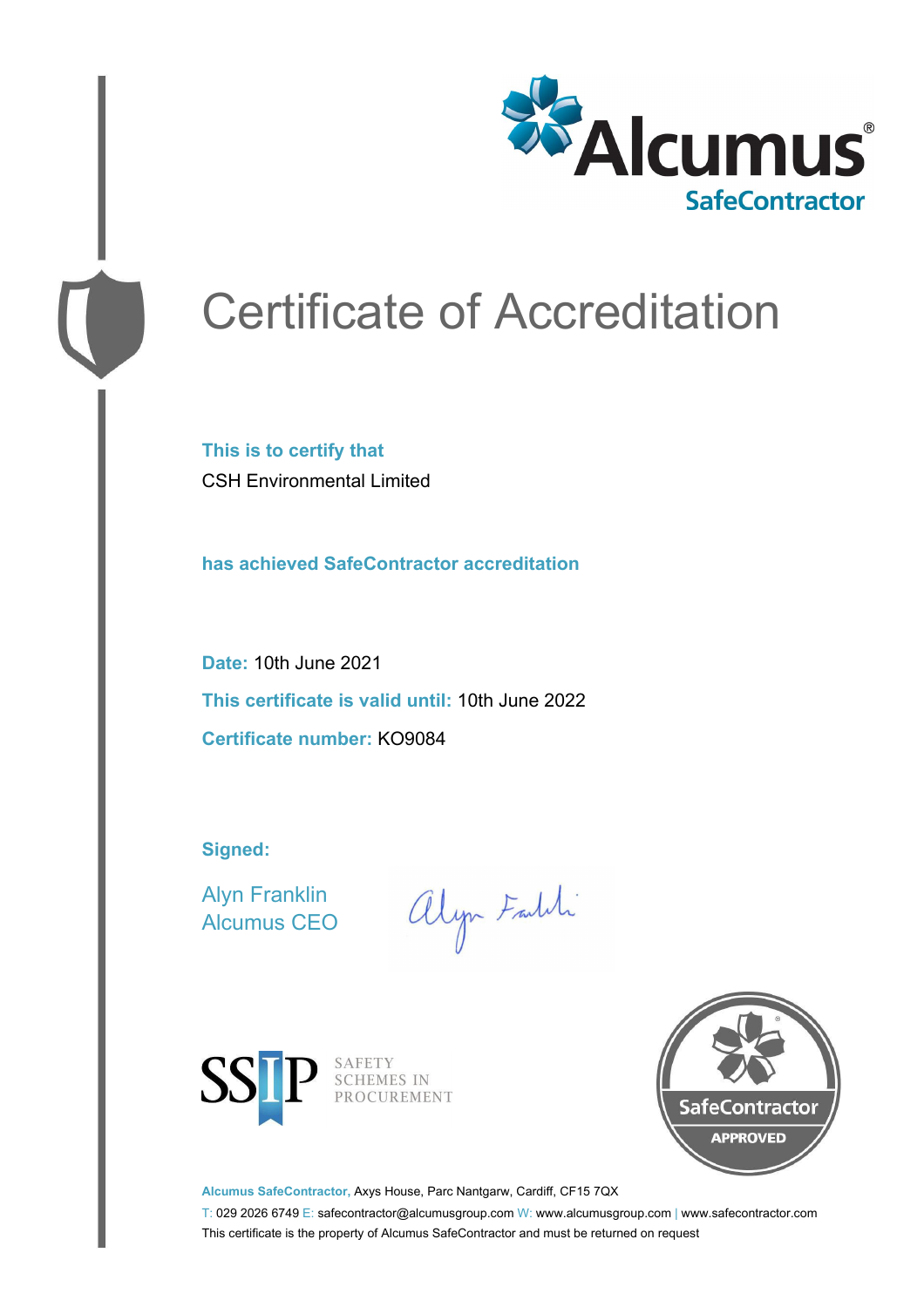Alcumus®
SafeContractor

# Certificate of Accreditation

**This is to certify that**
CSH Environmental Limited

**has achieved SafeContractor accreditation**

**Date:** 10th June 2021

**This certificate is valid until:** 10th June 2022

**Certificate number:** KO9084

**Signed:**

Alyn Franklin
Alcumus CEO

SSIP SAFETY SCHEMES IN PROCUREMENT

SafeContractor APPROVED

**Alcumus SafeContractor,** Axys House, Parc Nantgarw, Cardiff, CF15 7QX

T: 029 2026 6749 E: safecontractor@alcumusgroup.com W: www.alcumusgroup.com | www.safecontractor.com

This certificate is the property of Alcumus SafeContractor and must be returned on request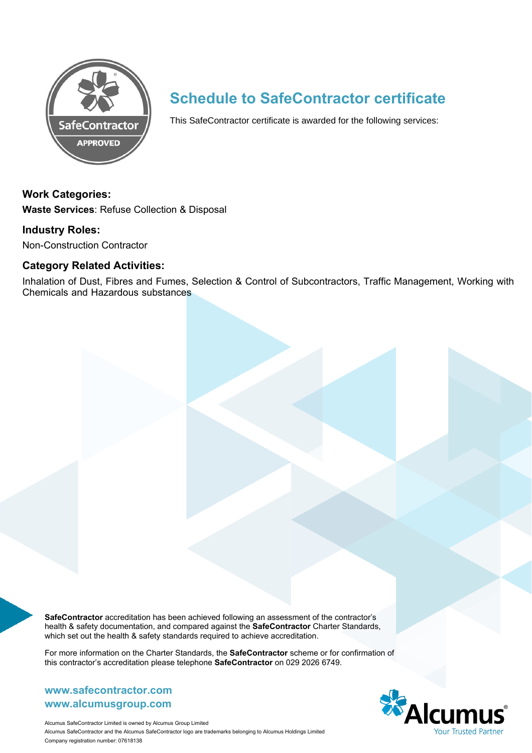# Schedule to SafeContractor certificate

This SafeContractor certificate is awarded for the following services:

## Work Categories:

**Waste Services**: Refuse Collection & Disposal

## Industry Roles:

Non-Construction Contractor

## Category Related Activities:

Inhalation of Dust, Fibres and Fumes, Selection & Control of Subcontractors, Traffic Management, Working with Chemicals and Hazardous substances

**SafeContractor** accreditation has been achieved following an assessment of the contractor's health & safety documentation, and compared against the **SafeContractor** Charter Standards, which set out the health & safety standards required to achieve accreditation.

For more information on the Charter Standards, the **SafeContractor** scheme or for confirmation of this contractor's accreditation please telephone **SafeContractor** on 029 2026 6749.

**www.safecontractor.com**
**www.alcumusgroup.com**

Alcumus SafeContractor Limited is owned by Alcumus Group Limited
Alcumus SafeContractor and the Alcumus SafeContractor logo are trademarks belonging to Alcumus Holdings Limited
Company registration number: 07618138

Alcumus
Your Trusted Partner